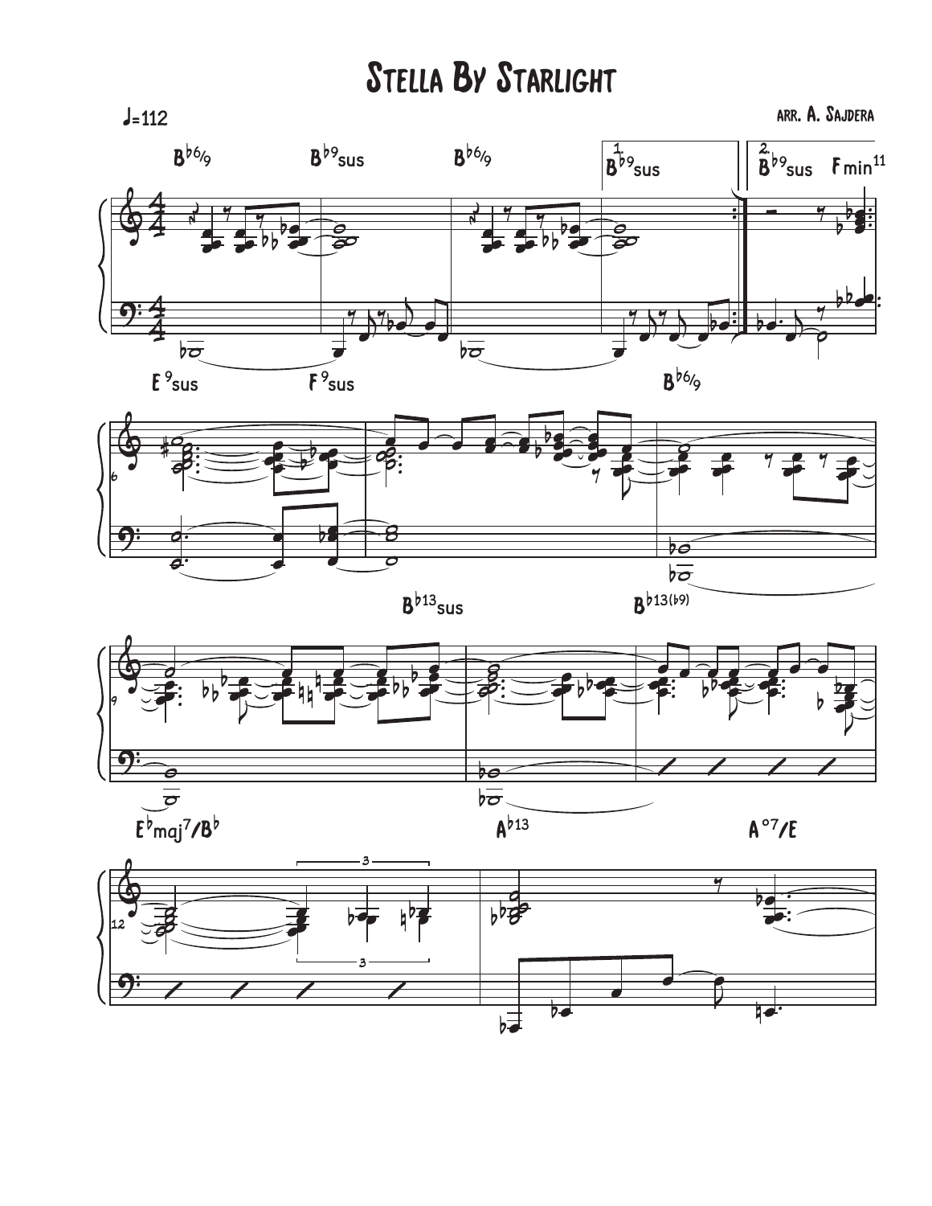# Stella By Starlight

♩=112

arr. A. Sajdera

B♭6/9 B♭9sus B♭6/9 1. B♭9sus 2. B♭9sus Fmin11

E9sus F9sus B♭6/9

B♭13sus B♭13(♭9)

E♭maj7/B♭ A♭13 A°7/E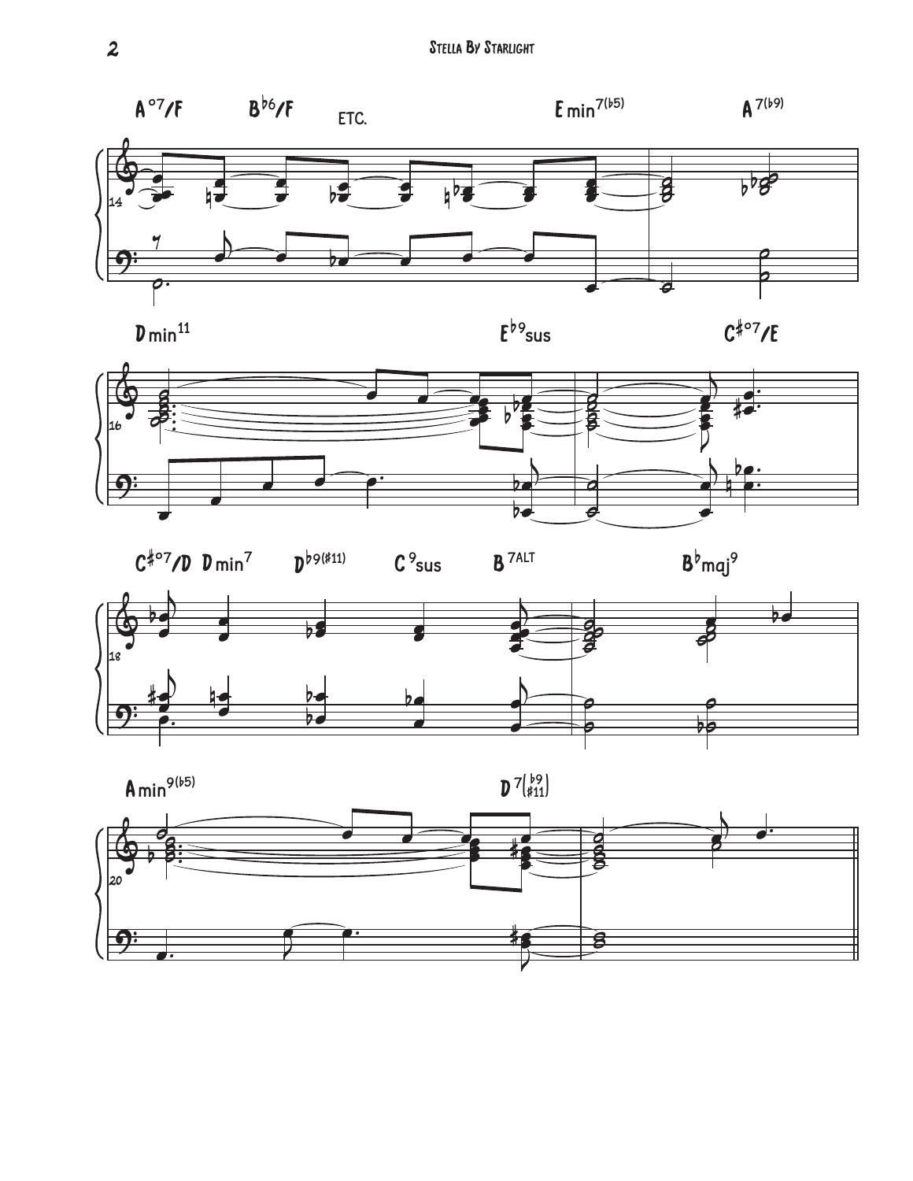A°7/F B♭6/F ETC. E min7(♭5) A7(♭9)

D min11 E♭9sus C♯°7/E

C♯°7/D D min7 D♭9(♯11) C9sus B7ALT B♭maj9

A min9(♭5) D7(♭9 ♯11)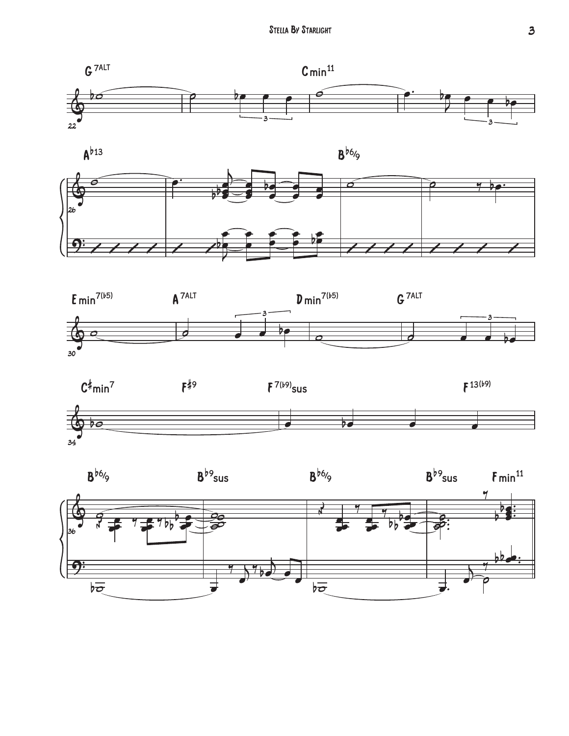22
G7ALT   Cmin11

26
A♭13   B♭6/9

30
Emin7(♭5)   A7ALT   Dmin7(♭5)   G7ALT

34
C♯min7   F♯9   F7(♭9)sus   F13(♭9)

36
B♭6/9   B♭9sus   B♭6/9   B♭9sus   Fmin11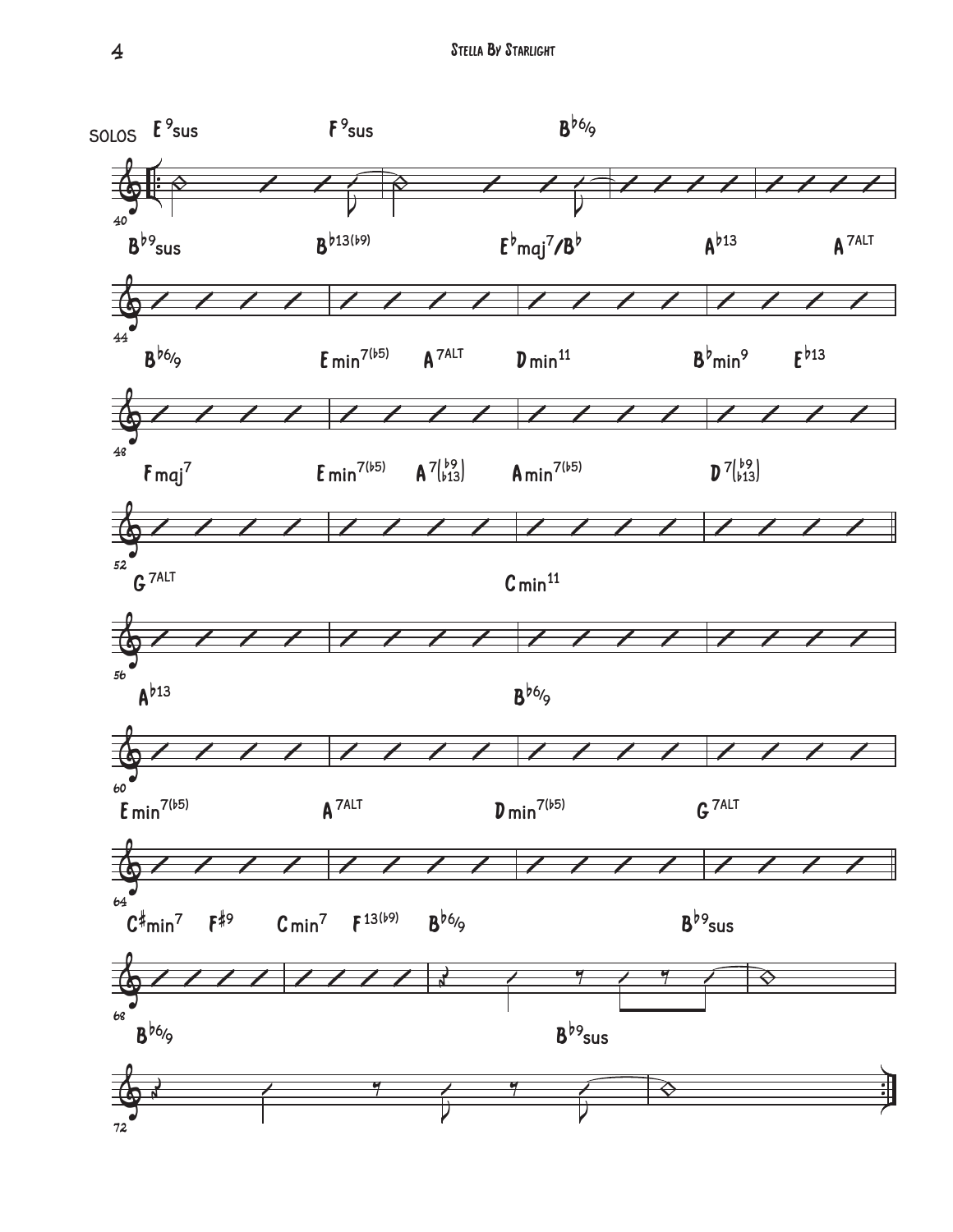SOLOS

40: E9sus | F9sus | B♭6/9 | |

44: B♭9sus | B♭13(♭9) | E♭maj7/B♭ | A♭13 A7ALT |

48: B♭6/9 | Emin7(♭5) A7ALT | Dmin11 | B♭min9 E♭13 |

52: Fmaj7 | Emin7(♭5) A7(♭9/♭13) | Amin7(♭5) | D7(♭9/♭13) ||

56: G7ALT | | Cmin11 | |

60: A♭13 | | B♭6/9 | |

64: Emin7(♭5) | A7ALT | Dmin7(♭5) | G7ALT ||

68: C♯min7 F♯9 | Cmin7 F13(♭9) | B♭6/9 | B♭9sus |

72: B♭6/9 | B♭9sus :||